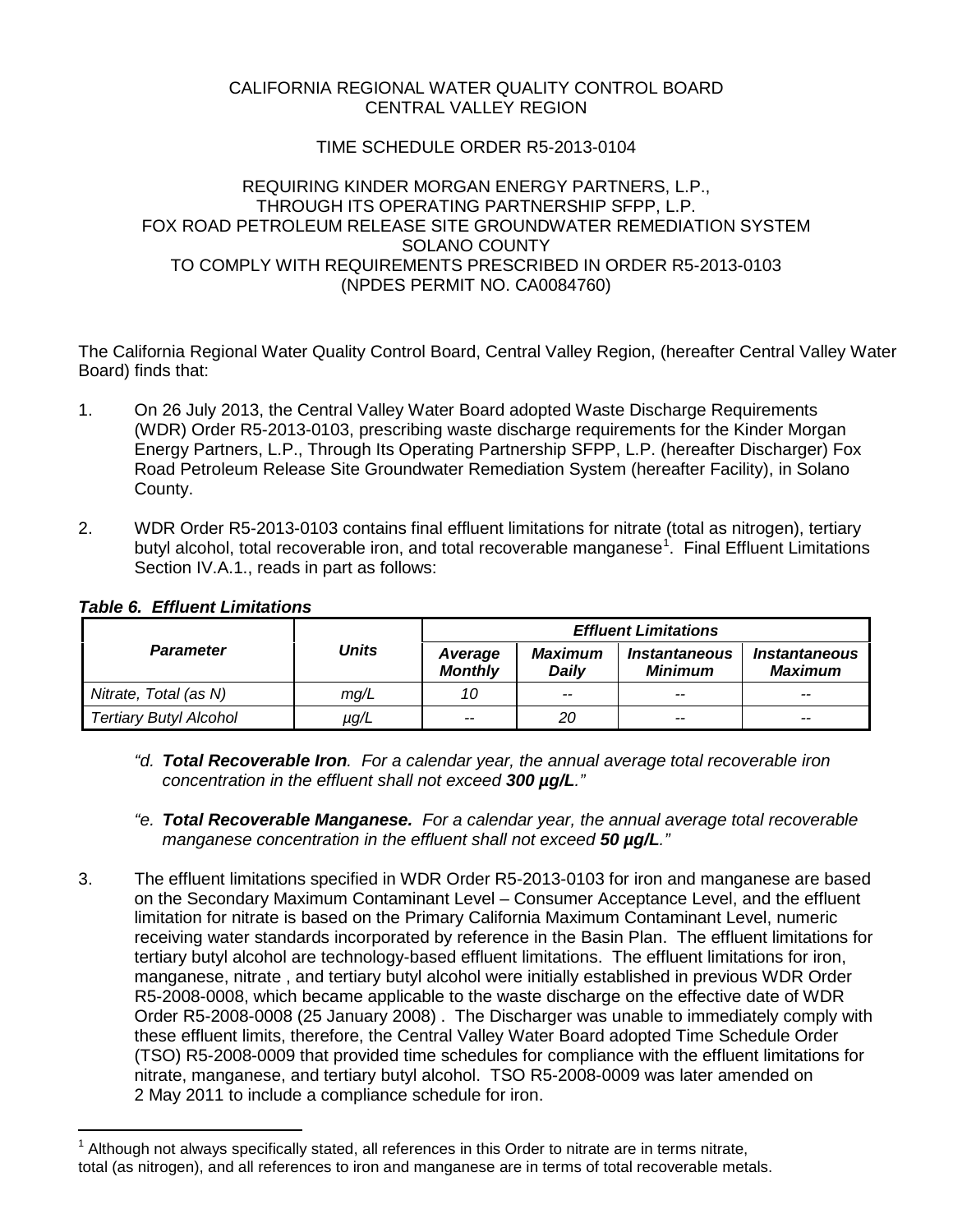CALIFORNIA REGIONAL WATER QUALITY CONTROL BOARD
CENTRAL VALLEY REGION

TIME SCHEDULE ORDER R5-2013-0104

REQUIRING KINDER MORGAN ENERGY PARTNERS, L.P.,
THROUGH ITS OPERATING PARTNERSHIP SFPP, L.P.
FOX ROAD PETROLEUM RELEASE SITE GROUNDWATER REMEDIATION SYSTEM
SOLANO COUNTY
TO COMPLY WITH REQUIREMENTS PRESCRIBED IN ORDER R5-2013-0103
(NPDES PERMIT NO. CA0084760)

The California Regional Water Quality Control Board, Central Valley Region, (hereafter Central Valley Water Board) finds that:

1. On 26 July 2013, the Central Valley Water Board adopted Waste Discharge Requirements (WDR) Order R5-2013-0103, prescribing waste discharge requirements for the Kinder Morgan Energy Partners, L.P., Through Its Operating Partnership SFPP, L.P. (hereafter Discharger) Fox Road Petroleum Release Site Groundwater Remediation System (hereafter Facility), in Solano County.

2. WDR Order R5-2013-0103 contains final effluent limitations for nitrate (total as nitrogen), tertiary butyl alcohol, total recoverable iron, and total recoverable manganese[1]. Final Effluent Limitations Section IV.A.1., reads in part as follows:

***Table 6. Effluent Limitations***

| *Parameter* | *Units* | *Effluent Limitations* | | | |
|---|---|---|---|---|---|
| | | *Average Monthly* | *Maximum Daily* | *Instantaneous Minimum* | *Instantaneous Maximum* |
| *Nitrate, Total (as N)* | *mg/L* | *10* | -- | -- | -- |
| *Tertiary Butyl Alcohol* | *µg/L* | -- | *20* | -- | -- |

*"d. **Total Recoverable Iron**. For a calendar year, the annual average total recoverable iron concentration in the effluent shall not exceed **300 µg/L**."*

*"e. **Total Recoverable Manganese.** For a calendar year, the annual average total recoverable manganese concentration in the effluent shall not exceed **50 µg/L**."*

3. The effluent limitations specified in WDR Order R5-2013-0103 for iron and manganese are based on the Secondary Maximum Contaminant Level – Consumer Acceptance Level, and the effluent limitation for nitrate is based on the Primary California Maximum Contaminant Level, numeric receiving water standards incorporated by reference in the Basin Plan. The effluent limitations for tertiary butyl alcohol are technology-based effluent limitations. The effluent limitations for iron, manganese, nitrate , and tertiary butyl alcohol were initially established in previous WDR Order R5-2008-0008, which became applicable to the waste discharge on the effective date of WDR Order R5-2008-0008 (25 January 2008) . The Discharger was unable to immediately comply with these effluent limits, therefore, the Central Valley Water Board adopted Time Schedule Order (TSO) R5-2008-0009 that provided time schedules for compliance with the effluent limitations for nitrate, manganese, and tertiary butyl alcohol. TSO R5-2008-0009 was later amended on 2 May 2011 to include a compliance schedule for iron.

[1] Although not always specifically stated, all references in this Order to nitrate are in terms nitrate, total (as nitrogen), and all references to iron and manganese are in terms of total recoverable metals.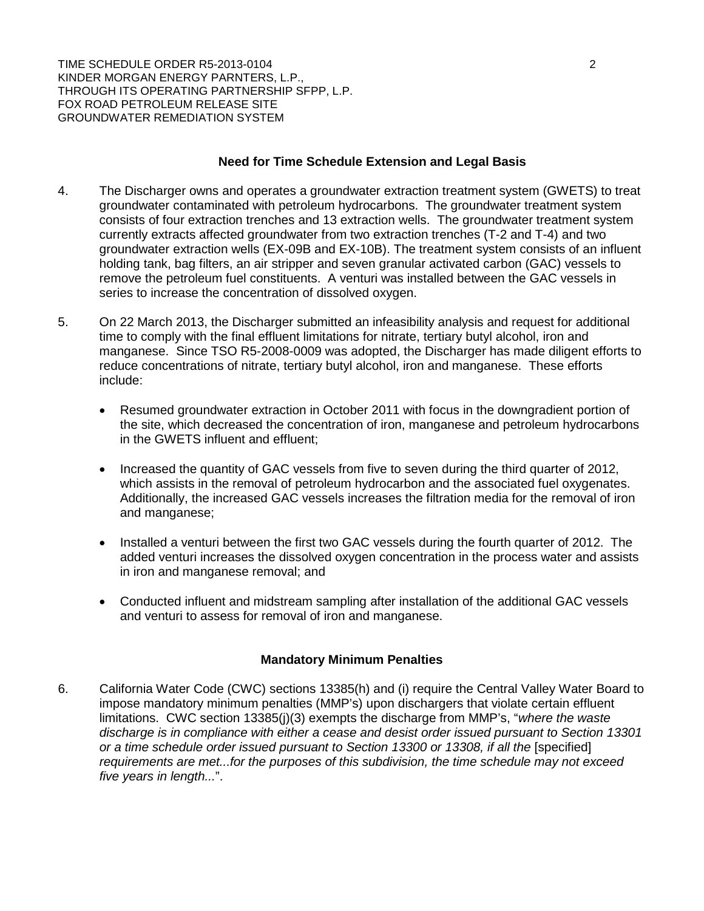### Need for Time Schedule Extension and Legal Basis

4. The Discharger owns and operates a groundwater extraction treatment system (GWETS) to treat groundwater contaminated with petroleum hydrocarbons. The groundwater treatment system consists of four extraction trenches and 13 extraction wells. The groundwater treatment system currently extracts affected groundwater from two extraction trenches (T-2 and T-4) and two groundwater extraction wells (EX-09B and EX-10B). The treatment system consists of an influent holding tank, bag filters, an air stripper and seven granular activated carbon (GAC) vessels to remove the petroleum fuel constituents. A venturi was installed between the GAC vessels in series to increase the concentration of dissolved oxygen.

5. On 22 March 2013, the Discharger submitted an infeasibility analysis and request for additional time to comply with the final effluent limitations for nitrate, tertiary butyl alcohol, iron and manganese. Since TSO R5-2008-0009 was adopted, the Discharger has made diligent efforts to reduce concentrations of nitrate, tertiary butyl alcohol, iron and manganese. These efforts include:

   - Resumed groundwater extraction in October 2011 with focus in the downgradient portion of the site, which decreased the concentration of iron, manganese and petroleum hydrocarbons in the GWETS influent and effluent;

   - Increased the quantity of GAC vessels from five to seven during the third quarter of 2012, which assists in the removal of petroleum hydrocarbon and the associated fuel oxygenates. Additionally, the increased GAC vessels increases the filtration media for the removal of iron and manganese;

   - Installed a venturi between the first two GAC vessels during the fourth quarter of 2012. The added venturi increases the dissolved oxygen concentration in the process water and assists in iron and manganese removal; and

   - Conducted influent and midstream sampling after installation of the additional GAC vessels and venturi to assess for removal of iron and manganese.

### Mandatory Minimum Penalties

6. California Water Code (CWC) sections 13385(h) and (i) require the Central Valley Water Board to impose mandatory minimum penalties (MMP's) upon dischargers that violate certain effluent limitations. CWC section 13385(j)(3) exempts the discharge from MMP's, "*where the waste discharge is in compliance with either a cease and desist order issued pursuant to Section 13301 or a time schedule order issued pursuant to Section 13300 or 13308, if all the* [specified] *requirements are met...for the purposes of this subdivision, the time schedule may not exceed five years in length...*".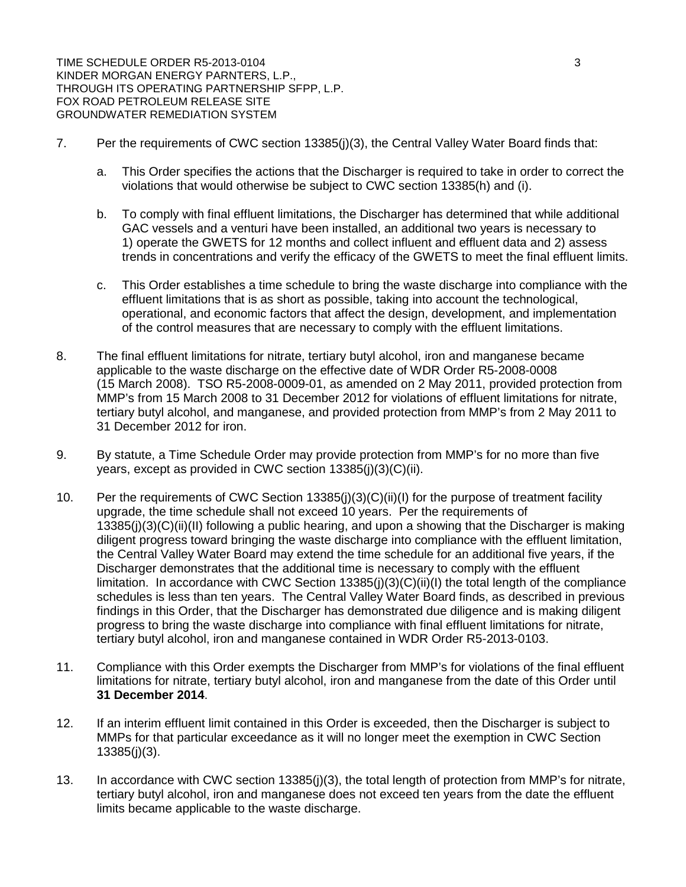7. Per the requirements of CWC section 13385(j)(3), the Central Valley Water Board finds that:

   a. This Order specifies the actions that the Discharger is required to take in order to correct the violations that would otherwise be subject to CWC section 13385(h) and (i).

   b. To comply with final effluent limitations, the Discharger has determined that while additional GAC vessels and a venturi have been installed, an additional two years is necessary to 1) operate the GWETS for 12 months and collect influent and effluent data and 2) assess trends in concentrations and verify the efficacy of the GWETS to meet the final effluent limits.

   c. This Order establishes a time schedule to bring the waste discharge into compliance with the effluent limitations that is as short as possible, taking into account the technological, operational, and economic factors that affect the design, development, and implementation of the control measures that are necessary to comply with the effluent limitations.

8. The final effluent limitations for nitrate, tertiary butyl alcohol, iron and manganese became applicable to the waste discharge on the effective date of WDR Order R5-2008-0008 (15 March 2008). TSO R5-2008-0009-01, as amended on 2 May 2011, provided protection from MMP's from 15 March 2008 to 31 December 2012 for violations of effluent limitations for nitrate, tertiary butyl alcohol, and manganese, and provided protection from MMP's from 2 May 2011 to 31 December 2012 for iron.

9. By statute, a Time Schedule Order may provide protection from MMP's for no more than five years, except as provided in CWC section 13385(j)(3)(C)(ii).

10. Per the requirements of CWC Section 13385(j)(3)(C)(ii)(I) for the purpose of treatment facility upgrade, the time schedule shall not exceed 10 years. Per the requirements of 13385(j)(3)(C)(ii)(II) following a public hearing, and upon a showing that the Discharger is making diligent progress toward bringing the waste discharge into compliance with the effluent limitation, the Central Valley Water Board may extend the time schedule for an additional five years, if the Discharger demonstrates that the additional time is necessary to comply with the effluent limitation. In accordance with CWC Section 13385(j)(3)(C)(ii)(I) the total length of the compliance schedules is less than ten years. The Central Valley Water Board finds, as described in previous findings in this Order, that the Discharger has demonstrated due diligence and is making diligent progress to bring the waste discharge into compliance with final effluent limitations for nitrate, tertiary butyl alcohol, iron and manganese contained in WDR Order R5-2013-0103.

11. Compliance with this Order exempts the Discharger from MMP's for violations of the final effluent limitations for nitrate, tertiary butyl alcohol, iron and manganese from the date of this Order until **31 December 2014**.

12. If an interim effluent limit contained in this Order is exceeded, then the Discharger is subject to MMPs for that particular exceedance as it will no longer meet the exemption in CWC Section 13385(j)(3).

13. In accordance with CWC section 13385(j)(3), the total length of protection from MMP's for nitrate, tertiary butyl alcohol, iron and manganese does not exceed ten years from the date the effluent limits became applicable to the waste discharge.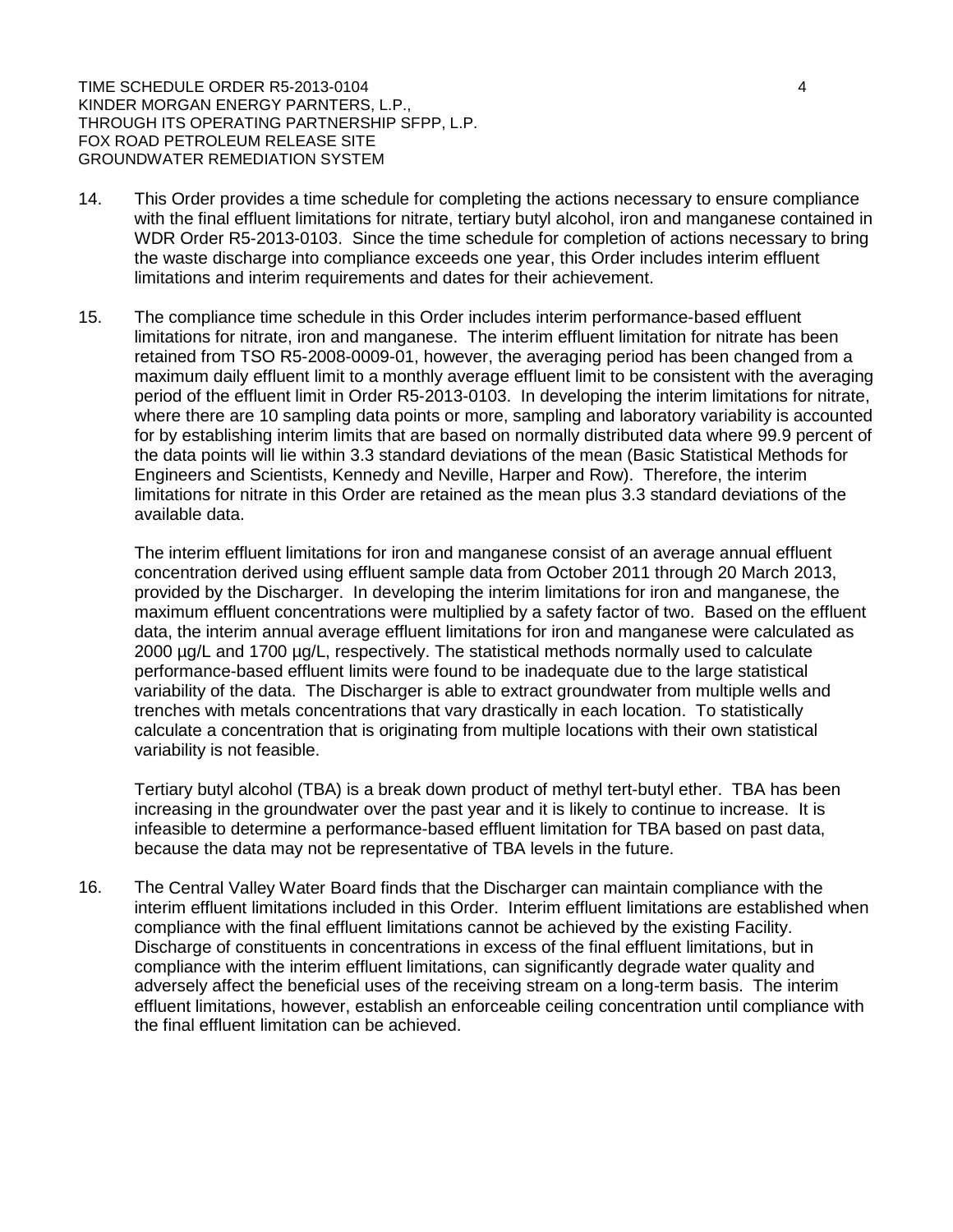14. This Order provides a time schedule for completing the actions necessary to ensure compliance with the final effluent limitations for nitrate, tertiary butyl alcohol, iron and manganese contained in WDR Order R5-2013-0103. Since the time schedule for completion of actions necessary to bring the waste discharge into compliance exceeds one year, this Order includes interim effluent limitations and interim requirements and dates for their achievement.

15. The compliance time schedule in this Order includes interim performance-based effluent limitations for nitrate, iron and manganese. The interim effluent limitation for nitrate has been retained from TSO R5-2008-0009-01, however, the averaging period has been changed from a maximum daily effluent limit to a monthly average effluent limit to be consistent with the averaging period of the effluent limit in Order R5-2013-0103. In developing the interim limitations for nitrate, where there are 10 sampling data points or more, sampling and laboratory variability is accounted for by establishing interim limits that are based on normally distributed data where 99.9 percent of the data points will lie within 3.3 standard deviations of the mean (Basic Statistical Methods for Engineers and Scientists, Kennedy and Neville, Harper and Row). Therefore, the interim limitations for nitrate in this Order are retained as the mean plus 3.3 standard deviations of the available data.

    The interim effluent limitations for iron and manganese consist of an average annual effluent concentration derived using effluent sample data from October 2011 through 20 March 2013, provided by the Discharger. In developing the interim limitations for iron and manganese, the maximum effluent concentrations were multiplied by a safety factor of two. Based on the effluent data, the interim annual average effluent limitations for iron and manganese were calculated as 2000 µg/L and 1700 µg/L, respectively. The statistical methods normally used to calculate performance-based effluent limits were found to be inadequate due to the large statistical variability of the data. The Discharger is able to extract groundwater from multiple wells and trenches with metals concentrations that vary drastically in each location. To statistically calculate a concentration that is originating from multiple locations with their own statistical variability is not feasible.

    Tertiary butyl alcohol (TBA) is a break down product of methyl tert-butyl ether. TBA has been increasing in the groundwater over the past year and it is likely to continue to increase. It is infeasible to determine a performance-based effluent limitation for TBA based on past data, because the data may not be representative of TBA levels in the future.

16. The Central Valley Water Board finds that the Discharger can maintain compliance with the interim effluent limitations included in this Order. Interim effluent limitations are established when compliance with the final effluent limitations cannot be achieved by the existing Facility. Discharge of constituents in concentrations in excess of the final effluent limitations, but in compliance with the interim effluent limitations, can significantly degrade water quality and adversely affect the beneficial uses of the receiving stream on a long-term basis. The interim effluent limitations, however, establish an enforceable ceiling concentration until compliance with the final effluent limitation can be achieved.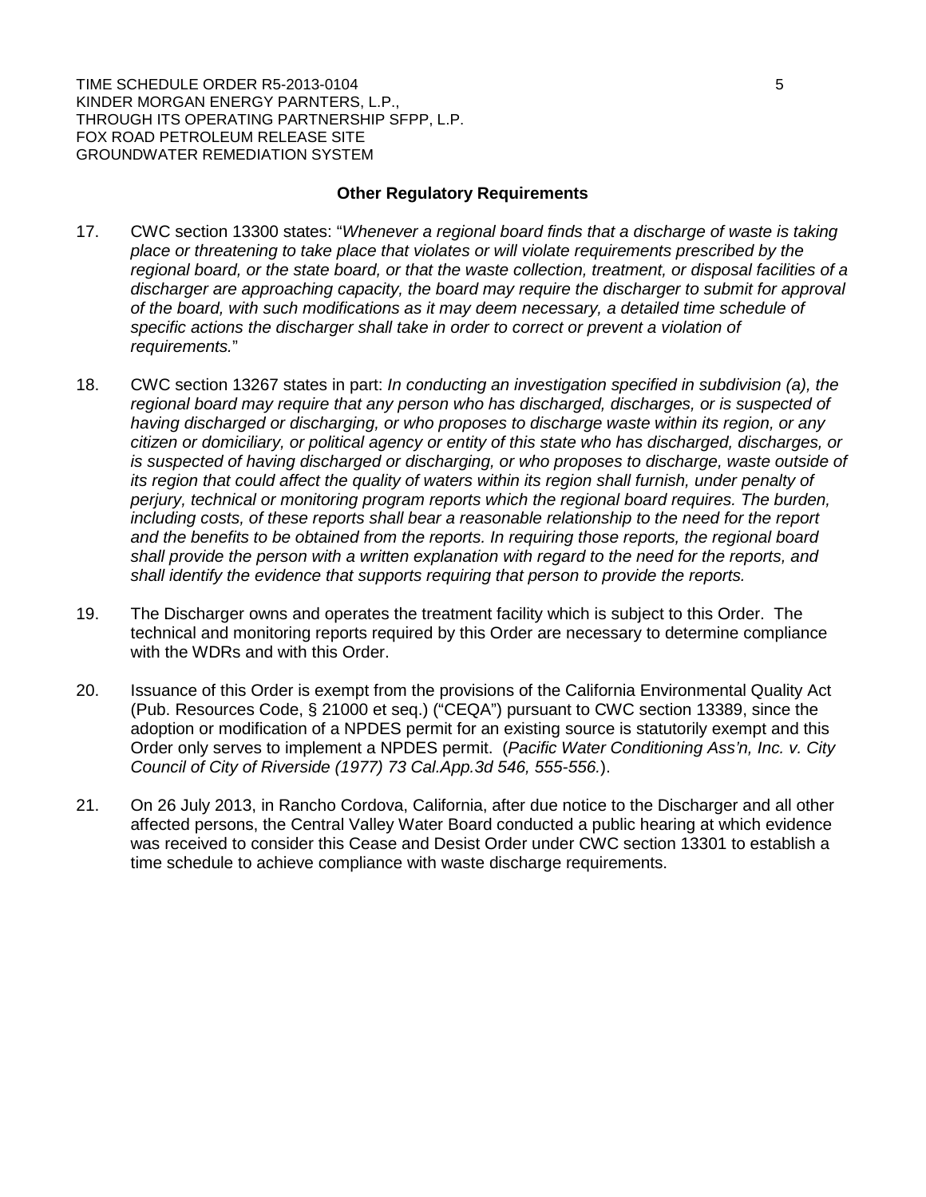### Other Regulatory Requirements

17. CWC section 13300 states: "*Whenever a regional board finds that a discharge of waste is taking place or threatening to take place that violates or will violate requirements prescribed by the regional board, or the state board, or that the waste collection, treatment, or disposal facilities of a discharger are approaching capacity, the board may require the discharger to submit for approval of the board, with such modifications as it may deem necessary, a detailed time schedule of specific actions the discharger shall take in order to correct or prevent a violation of requirements.*"

18. CWC section 13267 states in part: *In conducting an investigation specified in subdivision (a), the regional board may require that any person who has discharged, discharges, or is suspected of having discharged or discharging, or who proposes to discharge waste within its region, or any citizen or domiciliary, or political agency or entity of this state who has discharged, discharges, or is suspected of having discharged or discharging, or who proposes to discharge, waste outside of its region that could affect the quality of waters within its region shall furnish, under penalty of perjury, technical or monitoring program reports which the regional board requires. The burden, including costs, of these reports shall bear a reasonable relationship to the need for the report and the benefits to be obtained from the reports. In requiring those reports, the regional board shall provide the person with a written explanation with regard to the need for the reports, and shall identify the evidence that supports requiring that person to provide the reports.*

19. The Discharger owns and operates the treatment facility which is subject to this Order. The technical and monitoring reports required by this Order are necessary to determine compliance with the WDRs and with this Order.

20. Issuance of this Order is exempt from the provisions of the California Environmental Quality Act (Pub. Resources Code, § 21000 et seq.) ("CEQA") pursuant to CWC section 13389, since the adoption or modification of a NPDES permit for an existing source is statutorily exempt and this Order only serves to implement a NPDES permit. (*Pacific Water Conditioning Ass'n, Inc. v. City Council of City of Riverside (1977) 73 Cal.App.3d 546, 555-556.*).

21. On 26 July 2013, in Rancho Cordova, California, after due notice to the Discharger and all other affected persons, the Central Valley Water Board conducted a public hearing at which evidence was received to consider this Cease and Desist Order under CWC section 13301 to establish a time schedule to achieve compliance with waste discharge requirements.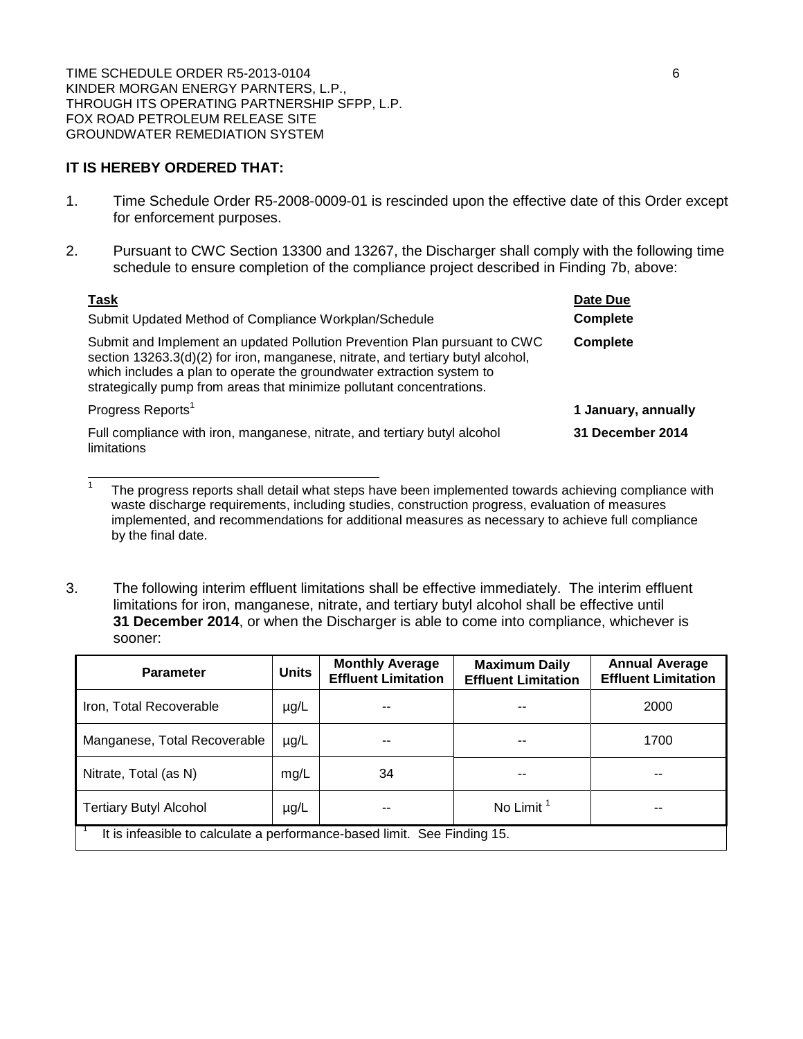**IT IS HEREBY ORDERED THAT:**

1. Time Schedule Order R5-2008-0009-01 is rescinded upon the effective date of this Order except for enforcement purposes.

2. Pursuant to CWC Section 13300 and 13267, the Discharger shall comply with the following time schedule to ensure completion of the compliance project described in Finding 7b, above:

| Task | Date Due |
|---|---|
| Submit Updated Method of Compliance Workplan/Schedule | **Complete** |
| Submit and Implement an updated Pollution Prevention Plan pursuant to CWC section 13263.3(d)(2) for iron, manganese, nitrate, and tertiary butyl alcohol, which includes a plan to operate the groundwater extraction system to strategically pump from areas that minimize pollutant concentrations. | **Complete** |
| Progress Reports[1] | **1 January, annually** |
| Full compliance with iron, manganese, nitrate, and tertiary butyl alcohol limitations | **31 December 2014** |

[1] The progress reports shall detail what steps have been implemented towards achieving compliance with waste discharge requirements, including studies, construction progress, evaluation of measures implemented, and recommendations for additional measures as necessary to achieve full compliance by the final date.

3. The following interim effluent limitations shall be effective immediately. The interim effluent limitations for iron, manganese, nitrate, and tertiary butyl alcohol shall be effective until **31 December 2014**, or when the Discharger is able to come into compliance, whichever is sooner:

| Parameter | Units | Monthly Average Effluent Limitation | Maximum Daily Effluent Limitation | Annual Average Effluent Limitation |
|---|---|---|---|---|
| Iron, Total Recoverable | µg/L | -- | -- | 2000 |
| Manganese, Total Recoverable | µg/L | -- | -- | 1700 |
| Nitrate, Total (as N) | mg/L | 34 | -- | -- |
| Tertiary Butyl Alcohol | µg/L | -- | No Limit [1] | -- |

[1] It is infeasible to calculate a performance-based limit. See Finding 15.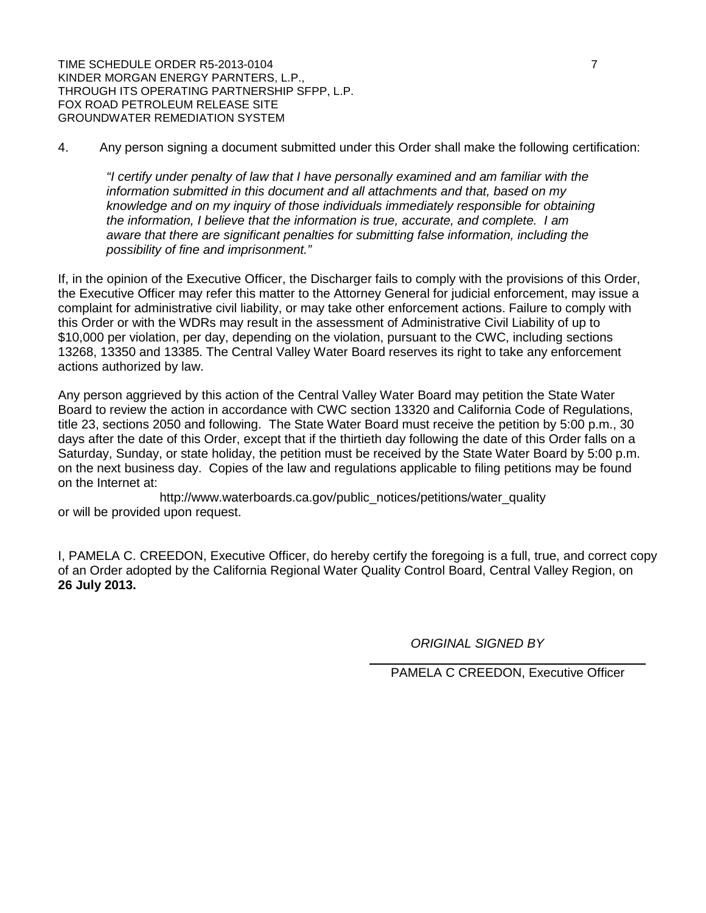4. Any person signing a document submitted under this Order shall make the following certification:

*"I certify under penalty of law that I have personally examined and am familiar with the information submitted in this document and all attachments and that, based on my knowledge and on my inquiry of those individuals immediately responsible for obtaining the information, I believe that the information is true, accurate, and complete. I am aware that there are significant penalties for submitting false information, including the possibility of fine and imprisonment."*

If, in the opinion of the Executive Officer, the Discharger fails to comply with the provisions of this Order, the Executive Officer may refer this matter to the Attorney General for judicial enforcement, may issue a complaint for administrative civil liability, or may take other enforcement actions. Failure to comply with this Order or with the WDRs may result in the assessment of Administrative Civil Liability of up to $10,000 per violation, per day, depending on the violation, pursuant to the CWC, including sections 13268, 13350 and 13385. The Central Valley Water Board reserves its right to take any enforcement actions authorized by law.

Any person aggrieved by this action of the Central Valley Water Board may petition the State Water Board to review the action in accordance with CWC section 13320 and California Code of Regulations, title 23, sections 2050 and following. The State Water Board must receive the petition by 5:00 p.m., 30 days after the date of this Order, except that if the thirtieth day following the date of this Order falls on a Saturday, Sunday, or state holiday, the petition must be received by the State Water Board by 5:00 p.m. on the next business day. Copies of the law and regulations applicable to filing petitions may be found on the Internet at:

http://www.waterboards.ca.gov/public_notices/petitions/water_quality

or will be provided upon request.

I, PAMELA C. CREEDON, Executive Officer, do hereby certify the foregoing is a full, true, and correct copy of an Order adopted by the California Regional Water Quality Control Board, Central Valley Region, on **26 July 2013.**

*ORIGINAL SIGNED BY*

PAMELA C CREEDON, Executive Officer